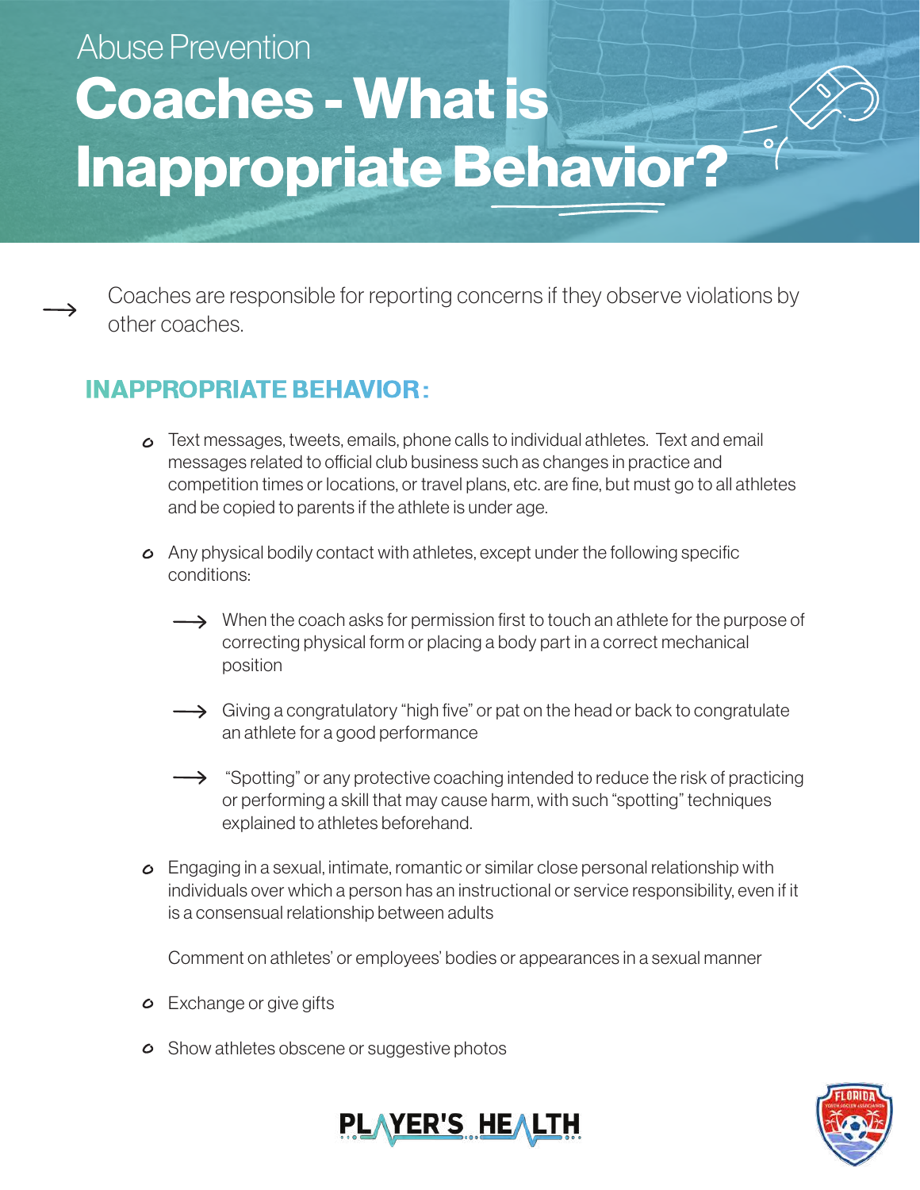Abuse Prevention

# Coaches - What is Inappropriate Behavior?

→ Coaches are responsible for reporting concerns if they observe violations by other coaches.

## INAPPROPRIATE BEHAVIOR:

- Text messages, tweets, emails, phone calls to individual athletes. Text and email messages related to official club business such as changes in practice and competition times or locations, or travel plans, etc. are fine, but must go to all athletes and be copied to parents if the athlete is under age.

- Any physical bodily contact with athletes, except under the following specific conditions:

  - When the coach asks for permission first to touch an athlete for the purpose of correcting physical form or placing a body part in a correct mechanical position

  - Giving a congratulatory "high five" or pat on the head or back to congratulate an athlete for a good performance

  - "Spotting" or any protective coaching intended to reduce the risk of practicing or performing a skill that may cause harm, with such "spotting" techniques explained to athletes beforehand.

- Engaging in a sexual, intimate, romantic or similar close personal relationship with individuals over which a person has an instructional or service responsibility, even if it is a consensual relationship between adults

  Comment on athletes' or employees' bodies or appearances in a sexual manner

- Exchange or give gifts

- Show athletes obscene or suggestive photos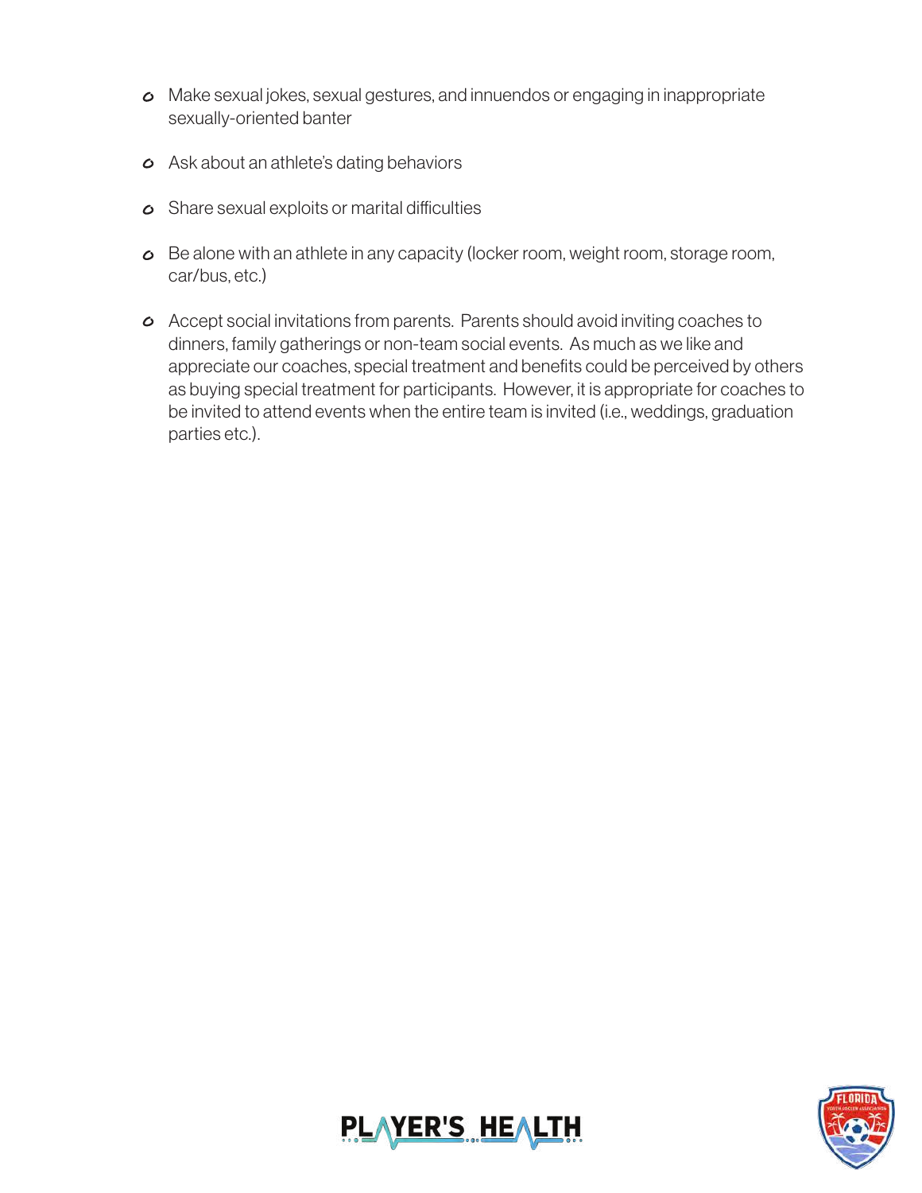- Make sexual jokes, sexual gestures, and innuendos or engaging in inappropriate sexually-oriented banter
- Ask about an athlete's dating behaviors
- Share sexual exploits or marital difficulties
- Be alone with an athlete in any capacity (locker room, weight room, storage room, car/bus, etc.)
- Accept social invitations from parents. Parents should avoid inviting coaches to dinners, family gatherings or non-team social events. As much as we like and appreciate our coaches, special treatment and benefits could be perceived by others as buying special treatment for participants. However, it is appropriate for coaches to be invited to attend events when the entire team is invited (i.e., weddings, graduation parties etc.).